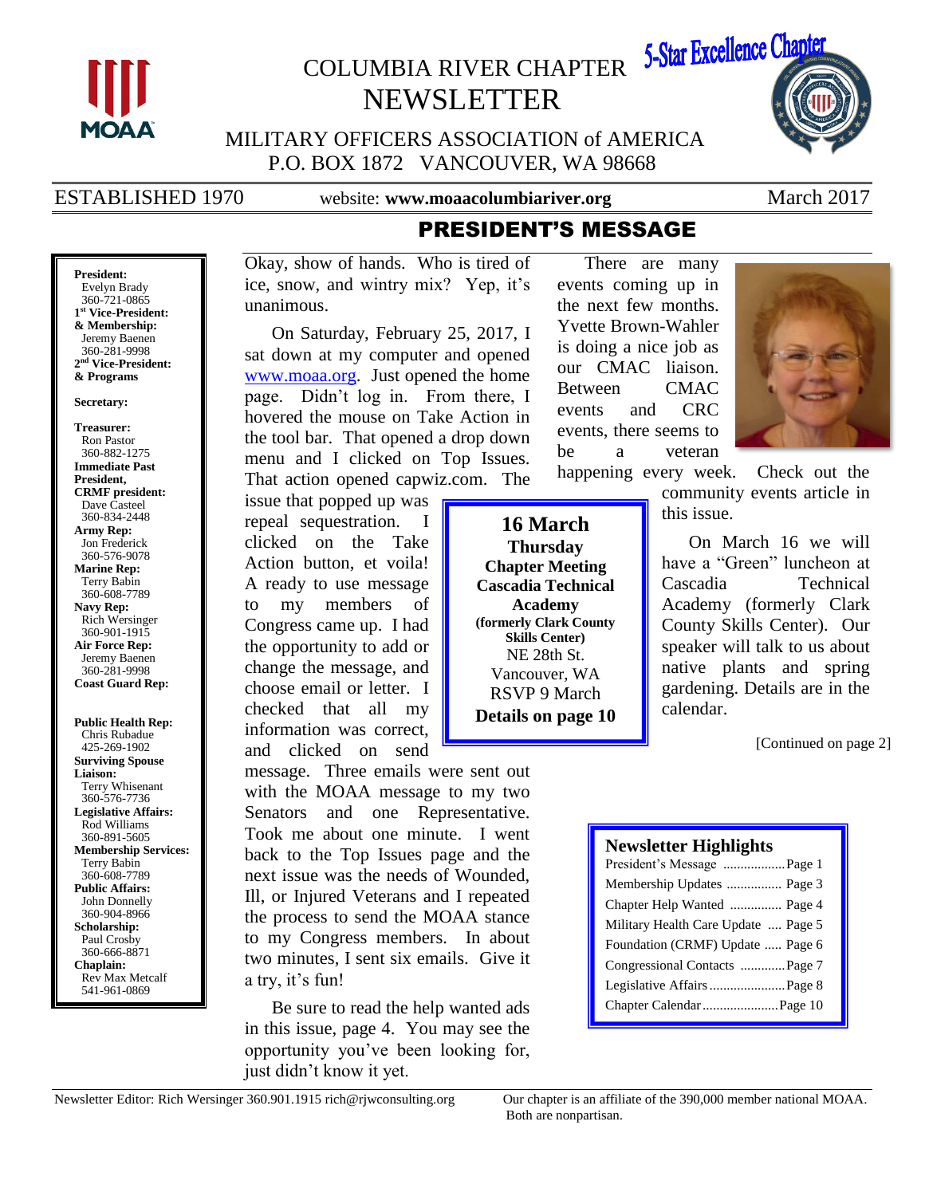# COLUMBIA RIVER CHAPTER NEWSLETTER

5-Star Excellence Chapter

MILITARY OFFICERS ASSOCIATION of AMERICA
P.O. BOX 1872 VANCOUVER, WA 98668

ESTABLISHED 1970 | website: **www.moaacolumbiariver.org** | March 2017

**President:**
Evelyn Brady
360-721-0865
**1st Vice-President: & Membership:**
Jeremy Baenen
360-281-9998
**2nd Vice-President: & Programs**

**Secretary:**

**Treasurer:**
Ron Pastor
360-882-1275
**Immediate Past President, CRMF president:**
Dave Casteel
360-834-2448
**Army Rep:**
Jon Frederick
360-576-9078
**Marine Rep:**
Terry Babin
360-608-7789
**Navy Rep:**
Rich Wersinger
360-901-1915
**Air Force Rep:**
Jeremy Baenen
360-281-9998
**Coast Guard Rep:**

**Public Health Rep:**
Chris Rubadue
425-269-1902
**Surviving Spouse Liaison:**
Terry Whisenant
360-576-7736
**Legislative Affairs:**
Rod Williams
360-891-5605
**Membership Services:**
Terry Babin
360-608-7789
**Public Affairs:**
John Donnelly
360-904-8966
**Scholarship:**
Paul Crosby
360-666-8871
**Chaplain:**
Rev Max Metcalf
541-961-0869

## PRESIDENT'S MESSAGE

Okay, show of hands. Who is tired of ice, snow, and wintry mix? Yep, it's unanimous.

On Saturday, February 25, 2017, I sat down at my computer and opened www.moaa.org. Just opened the home page. Didn't log in. From there, I hovered the mouse on Take Action in the tool bar. That opened a drop down menu and I clicked on Top Issues. That action opened capwiz.com. The issue that popped up was repeal sequestration. I clicked on the Take Action button, et voila! A ready to use message to my members of Congress came up. I had the opportunity to add or change the message, and choose email or letter. I checked that all my information was correct, and clicked on send message. Three emails were sent out with the MOAA message to my two Senators and one Representative. Took me about one minute. I went back to the Top Issues page and the next issue was the needs of Wounded, Ill, or Injured Veterans and I repeated the process to send the MOAA stance to my Congress members. In about two minutes, I sent six emails. Give it a try, it's fun!

Be sure to read the help wanted ads in this issue, page 4. You may see the opportunity you've been looking for, just didn't know it yet.

> **16 March**
> **Thursday**
> **Chapter Meeting**
> **Cascadia Technical Academy**
> **(formerly Clark County Skills Center)**
> NE 28th St.
> Vancouver, WA
> RSVP 9 March
> **Details on page 10**

There are many events coming up in the next few months. Yvette Brown-Wahler is doing a nice job as our CMAC liaison. Between CMAC events and CRC events, there seems to be a veteran happening every week. Check out the community events article in this issue.

On March 16 we will have a "Green" luncheon at Cascadia Technical Academy (formerly Clark County Skills Center). Our speaker will talk to us about native plants and spring gardening. Details are in the calendar.

[Continued on page 2]

### Newsletter Highlights

| | |
|---|---|
| President's Message | Page 1 |
| Membership Updates | Page 3 |
| Chapter Help Wanted | Page 4 |
| Military Health Care Update | Page 5 |
| Foundation (CRMF) Update | Page 6 |
| Congressional Contacts | Page 7 |
| Legislative Affairs | Page 8 |
| Chapter Calendar | Page 10 |

Newsletter Editor: Rich Wersinger 360.901.1915 rich@rjwconsulting.org

Our chapter is an affiliate of the 390,000 member national MOAA. Both are nonpartisan.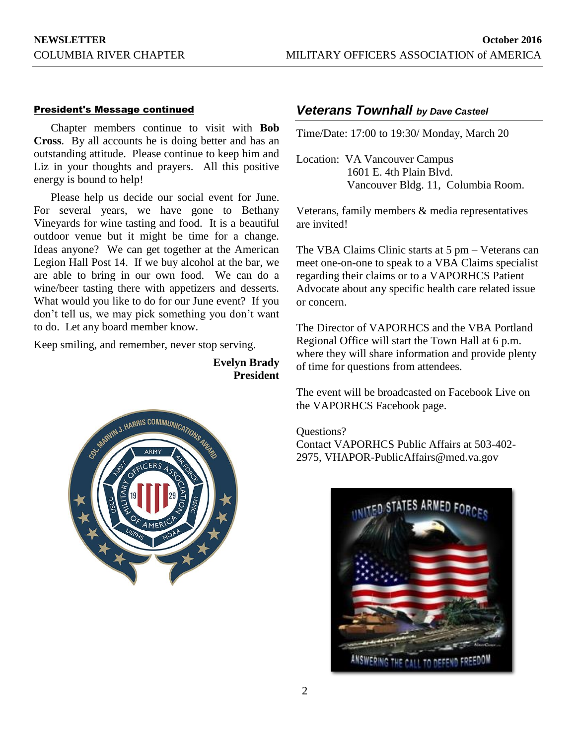### President's Message continued

Chapter members continue to visit with **Bob Cross**. By all accounts he is doing better and has an outstanding attitude. Please continue to keep him and Liz in your thoughts and prayers. All this positive energy is bound to help!

Please help us decide our social event for June. For several years, we have gone to Bethany Vineyards for wine tasting and food. It is a beautiful outdoor venue but it might be time for a change. Ideas anyone? We can get together at the American Legion Hall Post 14. If we buy alcohol at the bar, we are able to bring in our own food. We can do a wine/beer tasting there with appetizers and desserts. What would you like to do for our June event? If you don't tell us, we may pick something you don't want to do. Let any board member know.

Keep smiling, and remember, never stop serving.

**Evelyn Brady**
**President**

## *Veterans Townhall* *by Dave Casteel*

Time/Date: 17:00 to 19:30/ Monday, March 20

Location: VA Vancouver Campus
1601 E. 4th Plain Blvd.
Vancouver Bldg. 11, Columbia Room.

Veterans, family members & media representatives are invited!

The VBA Claims Clinic starts at 5 pm – Veterans can meet one-on-one to speak to a VBA Claims specialist regarding their claims or to a VAPORHCS Patient Advocate about any specific health care related issue or concern.

The Director of VAPORHCS and the VBA Portland Regional Office will start the Town Hall at 6 p.m. where they will share information and provide plenty of time for questions from attendees.

The event will be broadcasted on Facebook Live on the VAPORHCS Facebook page.

Questions?
Contact VAPORHCS Public Affairs at 503-402-2975, VHAPOR-PublicAffairs@med.va.gov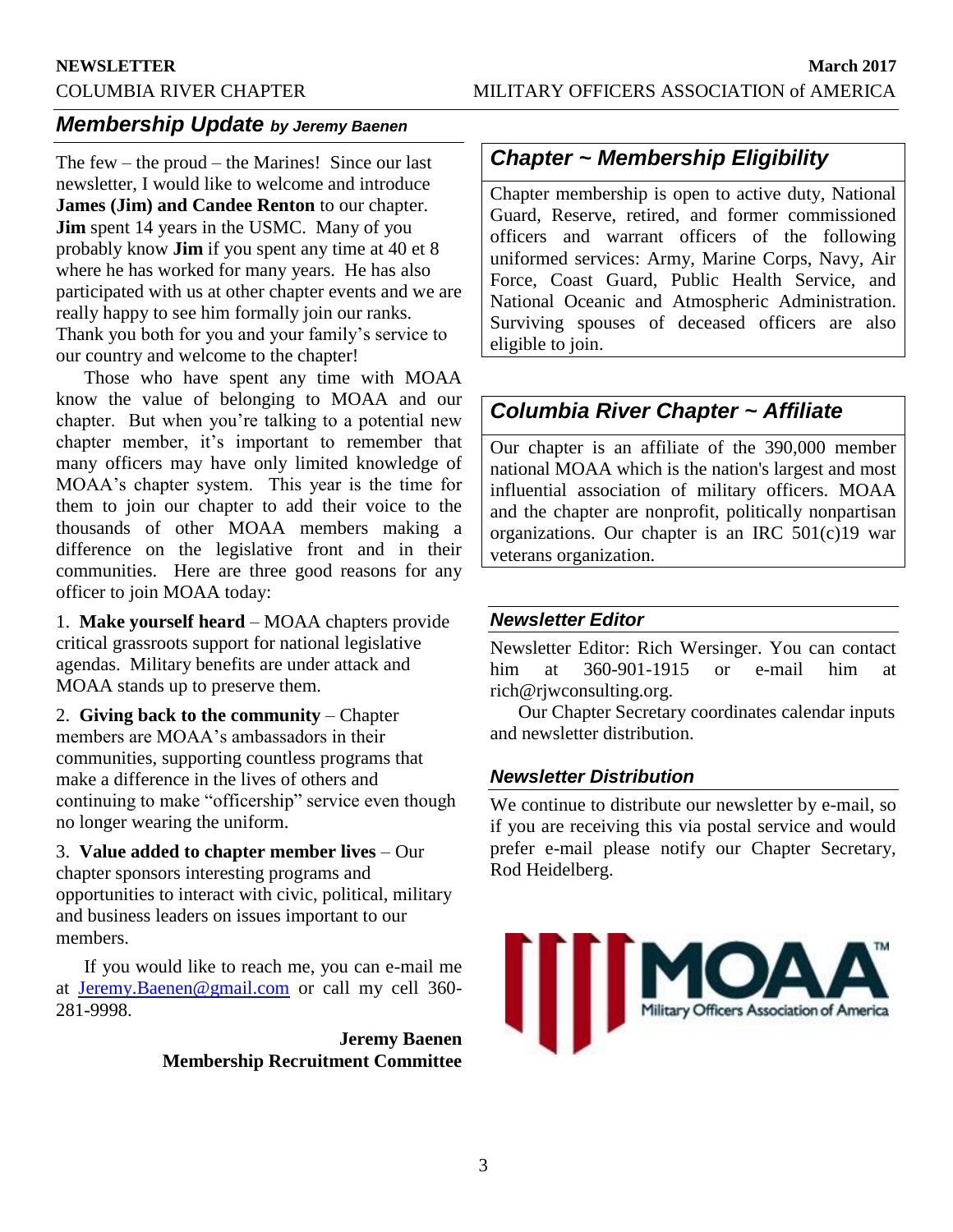## *Membership Update* *by Jeremy Baenen*

The few – the proud – the Marines! Since our last newsletter, I would like to welcome and introduce **James (Jim) and Candee Renton** to our chapter. **Jim** spent 14 years in the USMC. Many of you probably know **Jim** if you spent any time at 40 et 8 where he has worked for many years. He has also participated with us at other chapter events and we are really happy to see him formally join our ranks. Thank you both for you and your family's service to our country and welcome to the chapter!

Those who have spent any time with MOAA know the value of belonging to MOAA and our chapter. But when you're talking to a potential new chapter member, it's important to remember that many officers may have only limited knowledge of MOAA's chapter system. This year is the time for them to join our chapter to add their voice to the thousands of other MOAA members making a difference on the legislative front and in their communities. Here are three good reasons for any officer to join MOAA today:

1. **Make yourself heard** – MOAA chapters provide critical grassroots support for national legislative agendas. Military benefits are under attack and MOAA stands up to preserve them.

2. **Giving back to the community** – Chapter members are MOAA's ambassadors in their communities, supporting countless programs that make a difference in the lives of others and continuing to make "officership" service even though no longer wearing the uniform.

3. **Value added to chapter member lives** – Our chapter sponsors interesting programs and opportunities to interact with civic, political, military and business leaders on issues important to our members.

If you would like to reach me, you can e-mail me at Jeremy.Baenen@gmail.com or call my cell 360-281-9998.

**Jeremy Baenen**
**Membership Recruitment Committee**

## *Chapter ~ Membership Eligibility*

Chapter membership is open to active duty, National Guard, Reserve, retired, and former commissioned officers and warrant officers of the following uniformed services: Army, Marine Corps, Navy, Air Force, Coast Guard, Public Health Service, and National Oceanic and Atmospheric Administration. Surviving spouses of deceased officers are also eligible to join.

## *Columbia River Chapter ~ Affiliate*

Our chapter is an affiliate of the 390,000 member national MOAA which is the nation's largest and most influential association of military officers. MOAA and the chapter are nonprofit, politically nonpartisan organizations. Our chapter is an IRC 501(c)19 war veterans organization.

### *Newsletter Editor*

Newsletter Editor: Rich Wersinger. You can contact him at 360-901-1915 or e-mail him at rich@rjwconsulting.org.

Our Chapter Secretary coordinates calendar inputs and newsletter distribution.

### *Newsletter Distribution*

We continue to distribute our newsletter by e-mail, so if you are receiving this via postal service and would prefer e-mail please notify our Chapter Secretary, Rod Heidelberg.

MOAA™ Military Officers Association of America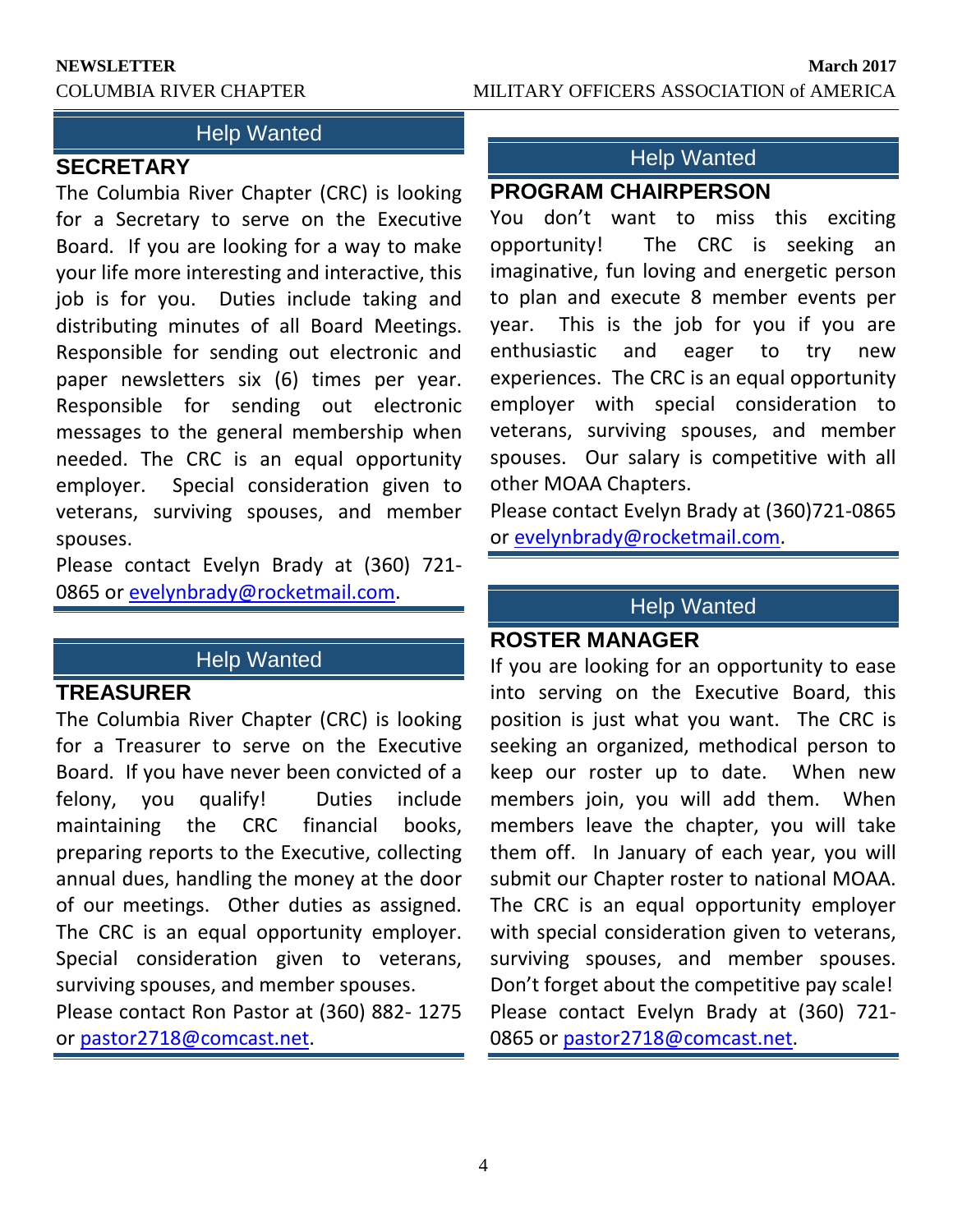## Help Wanted

### SECRETARY

The Columbia River Chapter (CRC) is looking for a Secretary to serve on the Executive Board. If you are looking for a way to make your life more interesting and interactive, this job is for you. Duties include taking and distributing minutes of all Board Meetings. Responsible for sending out electronic and paper newsletters six (6) times per year. Responsible for sending out electronic messages to the general membership when needed. The CRC is an equal opportunity employer. Special consideration given to veterans, surviving spouses, and member spouses.

Please contact Evelyn Brady at (360) 721-0865 or evelynbrady@rocketmail.com.

## Help Wanted

### TREASURER

The Columbia River Chapter (CRC) is looking for a Treasurer to serve on the Executive Board. If you have never been convicted of a felony, you qualify! Duties include maintaining the CRC financial books, preparing reports to the Executive, collecting annual dues, handling the money at the door of our meetings. Other duties as assigned. The CRC is an equal opportunity employer. Special consideration given to veterans, surviving spouses, and member spouses.

Please contact Ron Pastor at (360) 882- 1275 or pastor2718@comcast.net.

## Help Wanted

### PROGRAM CHAIRPERSON

You don't want to miss this exciting opportunity! The CRC is seeking an imaginative, fun loving and energetic person to plan and execute 8 member events per year. This is the job for you if you are enthusiastic and eager to try new experiences. The CRC is an equal opportunity employer with special consideration to veterans, surviving spouses, and member spouses. Our salary is competitive with all other MOAA Chapters.

Please contact Evelyn Brady at (360)721-0865 or evelynbrady@rocketmail.com.

## Help Wanted

### ROSTER MANAGER

If you are looking for an opportunity to ease into serving on the Executive Board, this position is just what you want. The CRC is seeking an organized, methodical person to keep our roster up to date. When new members join, you will add them. When members leave the chapter, you will take them off. In January of each year, you will submit our Chapter roster to national MOAA. The CRC is an equal opportunity employer with special consideration given to veterans, surviving spouses, and member spouses. Don't forget about the competitive pay scale!

Please contact Evelyn Brady at (360) 721-0865 or pastor2718@comcast.net.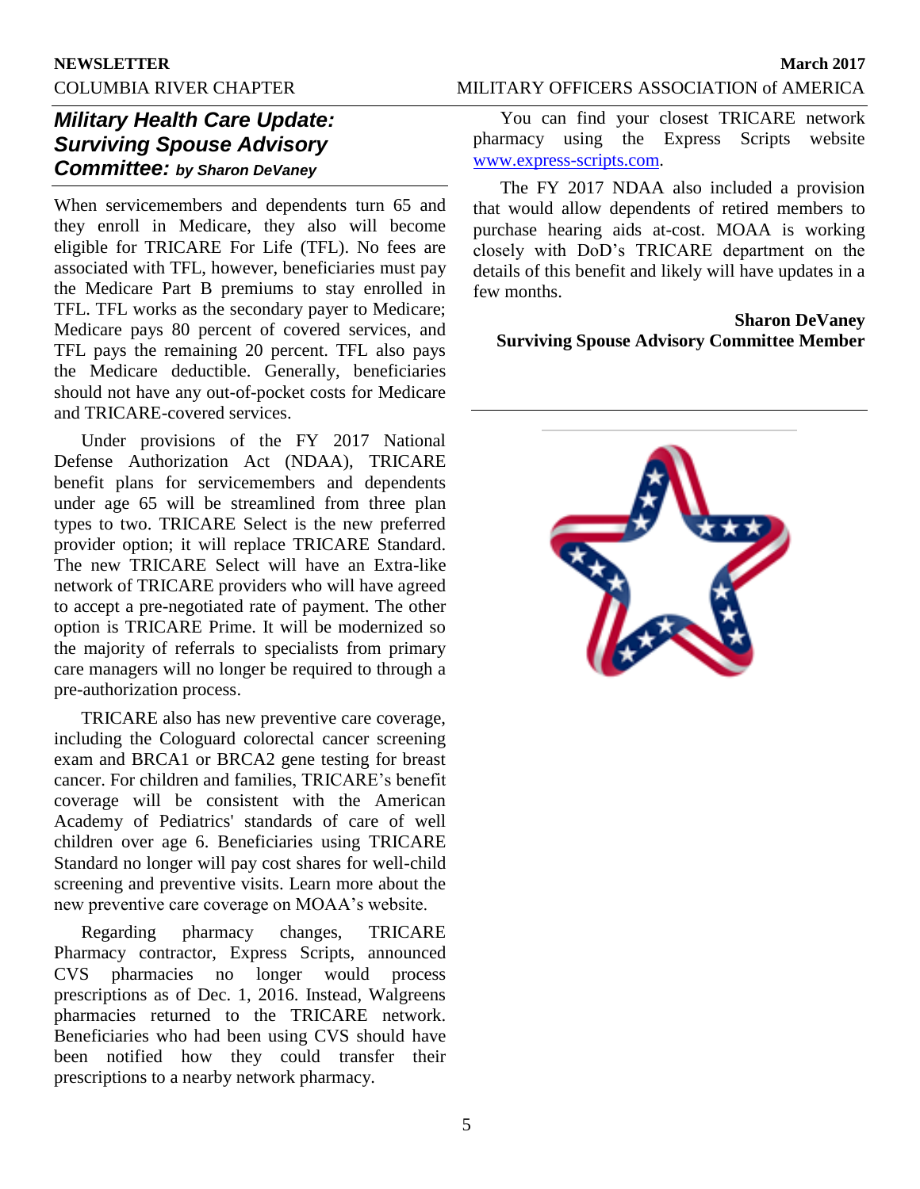## *Military Health Care Update: Surviving Spouse Advisory Committee:* *by Sharon DeVaney*

When servicemembers and dependents turn 65 and they enroll in Medicare, they also will become eligible for TRICARE For Life (TFL). No fees are associated with TFL, however, beneficiaries must pay the Medicare Part B premiums to stay enrolled in TFL. TFL works as the secondary payer to Medicare; Medicare pays 80 percent of covered services, and TFL pays the remaining 20 percent. TFL also pays the Medicare deductible. Generally, beneficiaries should not have any out-of-pocket costs for Medicare and TRICARE-covered services.

Under provisions of the FY 2017 National Defense Authorization Act (NDAA), TRICARE benefit plans for servicemembers and dependents under age 65 will be streamlined from three plan types to two. TRICARE Select is the new preferred provider option; it will replace TRICARE Standard. The new TRICARE Select will have an Extra-like network of TRICARE providers who will have agreed to accept a pre-negotiated rate of payment. The other option is TRICARE Prime. It will be modernized so the majority of referrals to specialists from primary care managers will no longer be required to through a pre-authorization process.

TRICARE also has new preventive care coverage, including the Cologuard colorectal cancer screening exam and BRCA1 or BRCA2 gene testing for breast cancer. For children and families, TRICARE's benefit coverage will be consistent with the American Academy of Pediatrics' standards of care of well children over age 6. Beneficiaries using TRICARE Standard no longer will pay cost shares for well-child screening and preventive visits. Learn more about the new preventive care coverage on MOAA's website.

Regarding pharmacy changes, TRICARE Pharmacy contractor, Express Scripts, announced CVS pharmacies no longer would process prescriptions as of Dec. 1, 2016. Instead, Walgreens pharmacies returned to the TRICARE network. Beneficiaries who had been using CVS should have been notified how they could transfer their prescriptions to a nearby network pharmacy.

You can find your closest TRICARE network pharmacy using the Express Scripts website [www.express-scripts.com](http://www.express-scripts.com).

The FY 2017 NDAA also included a provision that would allow dependents of retired members to purchase hearing aids at-cost. MOAA is working closely with DoD's TRICARE department on the details of this benefit and likely will have updates in a few months.

**Sharon DeVaney**
**Surviving Spouse Advisory Committee Member**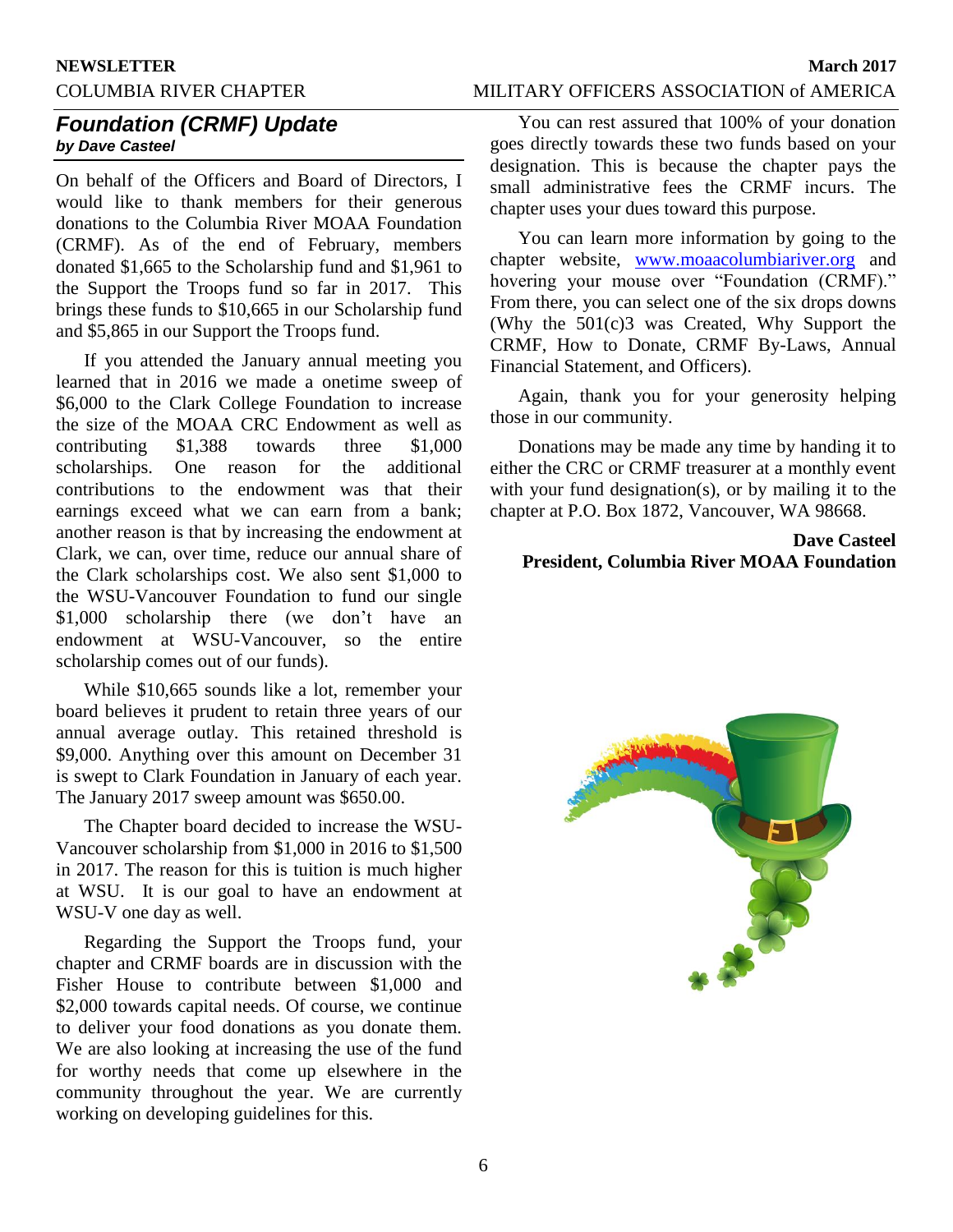## *Foundation (CRMF) Update*

***by Dave Casteel***

On behalf of the Officers and Board of Directors, I would like to thank members for their generous donations to the Columbia River MOAA Foundation (CRMF). As of the end of February, members donated $1,665 to the Scholarship fund and $1,961 to the Support the Troops fund so far in 2017. This brings these funds to $10,665 in our Scholarship fund and $5,865 in our Support the Troops fund.

If you attended the January annual meeting you learned that in 2016 we made a onetime sweep of $6,000 to the Clark College Foundation to increase the size of the MOAA CRC Endowment as well as contributing $1,388 towards three $1,000 scholarships. One reason for the additional contributions to the endowment was that their earnings exceed what we can earn from a bank; another reason is that by increasing the endowment at Clark, we can, over time, reduce our annual share of the Clark scholarships cost. We also sent $1,000 to the WSU-Vancouver Foundation to fund our single $1,000 scholarship there (we don't have an endowment at WSU-Vancouver, so the entire scholarship comes out of our funds).

While $10,665 sounds like a lot, remember your board believes it prudent to retain three years of our annual average outlay. This retained threshold is $9,000. Anything over this amount on December 31 is swept to Clark Foundation in January of each year. The January 2017 sweep amount was $650.00.

The Chapter board decided to increase the WSU-Vancouver scholarship from $1,000 in 2016 to $1,500 in 2017. The reason for this is tuition is much higher at WSU. It is our goal to have an endowment at WSU-V one day as well.

Regarding the Support the Troops fund, your chapter and CRMF boards are in discussion with the Fisher House to contribute between $1,000 and $2,000 towards capital needs. Of course, we continue to deliver your food donations as you donate them. We are also looking at increasing the use of the fund for worthy needs that come up elsewhere in the community throughout the year. We are currently working on developing guidelines for this.

You can rest assured that 100% of your donation goes directly towards these two funds based on your designation. This is because the chapter pays the small administrative fees the CRMF incurs. The chapter uses your dues toward this purpose.

You can learn more information by going to the chapter website, www.moaacolumbiariver.org and hovering your mouse over "Foundation (CRMF)." From there, you can select one of the six drops downs (Why the 501(c)3 was Created, Why Support the CRMF, How to Donate, CRMF By-Laws, Annual Financial Statement, and Officers).

Again, thank you for your generosity helping those in our community.

Donations may be made any time by handing it to either the CRC or CRMF treasurer at a monthly event with your fund designation(s), or by mailing it to the chapter at P.O. Box 1872, Vancouver, WA 98668.

**Dave Casteel**
**President, Columbia River MOAA Foundation**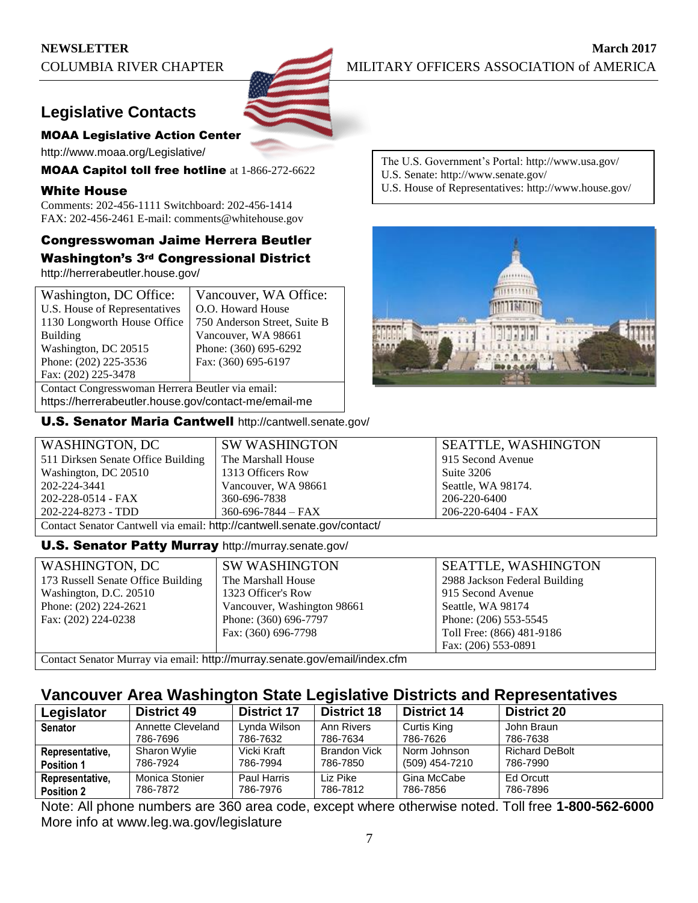## Legislative Contacts

### MOAA Legislative Action Center

http://www.moaa.org/Legislative/

**MOAA Capitol toll free hotline** at 1-866-272-6622

### White House

Comments: 202-456-1111 Switchboard: 202-456-1414
FAX: 202-456-2461 E-mail: comments@whitehouse.gov

### Congresswoman Jaime Herrera Beutler
### Washington's 3rd Congressional District

http://herrerabeutler.house.gov/

| Washington, DC Office: | Vancouver, WA Office: |
|---|---|
| U.S. House of Representatives<br>1130 Longworth House Office Building<br>Washington, DC 20515<br>Phone: (202) 225-3536<br>Fax: (202) 225-3478 | O.O. Howard House<br>750 Anderson Street, Suite B<br>Vancouver, WA 98661<br>Phone: (360) 695-6292<br>Fax: (360) 695-6197 |
| Contact Congresswoman Herrera Beutler via email: https://herrerabeutler.house.gov/contact-me/email-me | |

The U.S. Government's Portal: http://www.usa.gov/
U.S. Senate: http://www.senate.gov/
U.S. House of Representatives: http://www.house.gov/

### U.S. Senator Maria Cantwell http://cantwell.senate.gov/

| WASHINGTON, DC | SW WASHINGTON | SEATTLE, WASHINGTON |
|---|---|---|
| 511 Dirksen Senate Office Building<br>Washington, DC 20510<br>202-224-3441<br>202-228-0514 - FAX<br>202-224-8273 - TDD | The Marshall House<br>1313 Officers Row<br>Vancouver, WA 98661<br>360-696-7838<br>360-696-7844 – FAX | 915 Second Avenue<br>Suite 3206<br>Seattle, WA 98174.<br>206-220-6400<br>206-220-6404 - FAX |
| Contact Senator Cantwell via email: http://cantwell.senate.gov/contact/ | | |

### U.S. Senator Patty Murray http://murray.senate.gov/

| WASHINGTON, DC | SW WASHINGTON | SEATTLE, WASHINGTON |
|---|---|---|
| 173 Russell Senate Office Building<br>Washington, D.C. 20510<br>Phone: (202) 224-2621<br>Fax: (202) 224-0238 | The Marshall House<br>1323 Officer's Row<br>Vancouver, Washington 98661<br>Phone: (360) 696-7797<br>Fax: (360) 696-7798 | 2988 Jackson Federal Building<br>915 Second Avenue<br>Seattle, WA 98174<br>Phone: (206) 553-5545<br>Toll Free: (866) 481-9186<br>Fax: (206) 553-0891 |
| Contact Senator Murray via email: http://murray.senate.gov/email/index.cfm | | |

## Vancouver Area Washington State Legislative Districts and Representatives

| Legislator | District 49 | District 17 | District 18 | District 14 | District 20 |
|---|---|---|---|---|---|
| **Senator** | Annette Cleveland<br>786-7696 | Lynda Wilson<br>786-7632 | Ann Rivers<br>786-7634 | Curtis King<br>786-7626 | John Braun<br>786-7638 |
| **Representative, Position 1** | Sharon Wylie<br>786-7924 | Vicki Kraft<br>786-7994 | Brandon Vick<br>786-7850 | Norm Johnson<br>(509) 454-7210 | Richard DeBolt<br>786-7990 |
| **Representative, Position 2** | Monica Stonier<br>786-7872 | Paul Harris<br>786-7976 | Liz Pike<br>786-7812 | Gina McCabe<br>786-7856 | Ed Orcutt<br>786-7896 |

Note: All phone numbers are 360 area code, except where otherwise noted. Toll free **1-800-562-6000**
More info at www.leg.wa.gov/legislature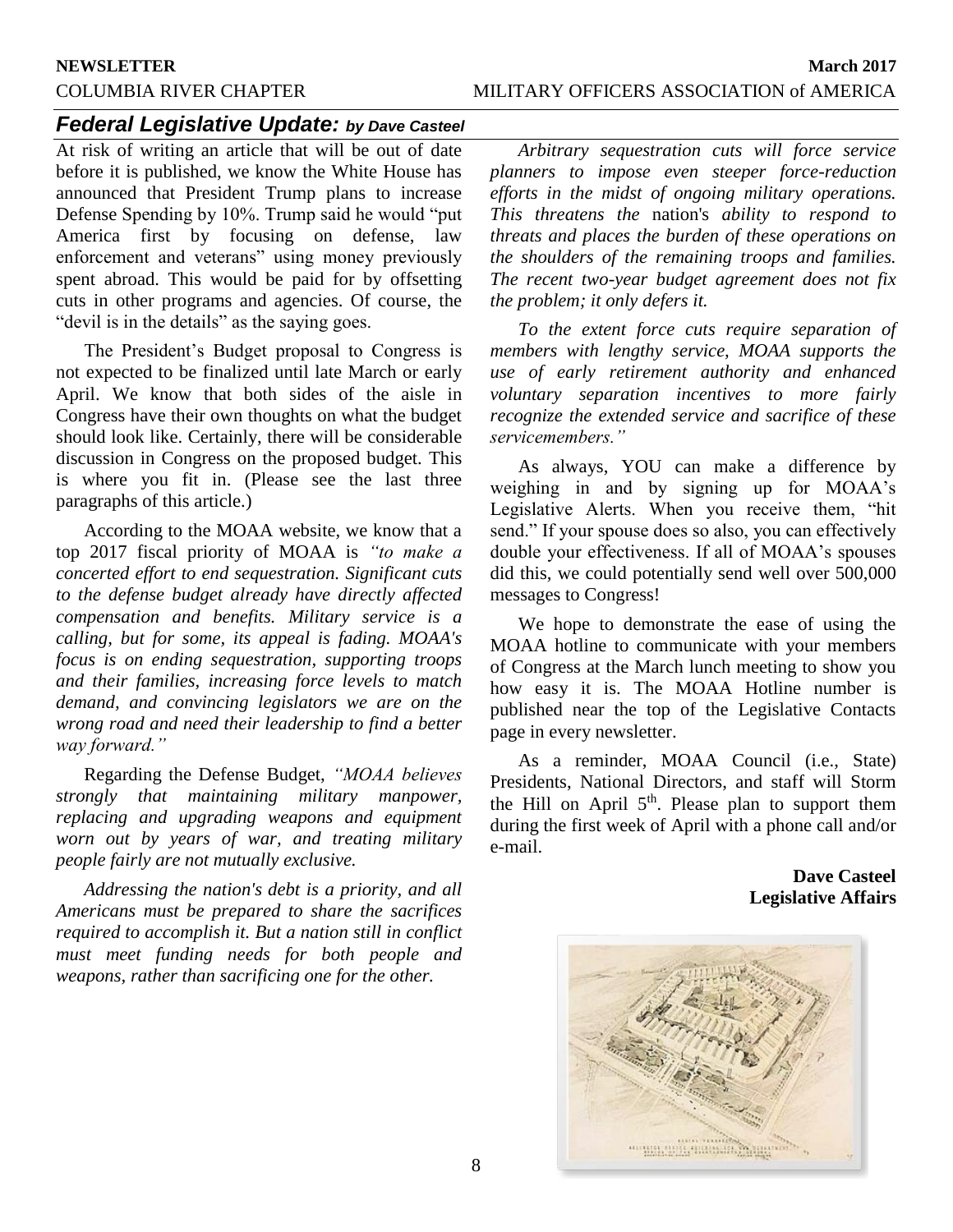## *Federal Legislative Update: by Dave Casteel*

At risk of writing an article that will be out of date before it is published, we know the White House has announced that President Trump plans to increase Defense Spending by 10%. Trump said he would "put America first by focusing on defense, law enforcement and veterans" using money previously spent abroad. This would be paid for by offsetting cuts in other programs and agencies. Of course, the "devil is in the details" as the saying goes.

The President's Budget proposal to Congress is not expected to be finalized until late March or early April. We know that both sides of the aisle in Congress have their own thoughts on what the budget should look like. Certainly, there will be considerable discussion in Congress on the proposed budget. This is where you fit in. (Please see the last three paragraphs of this article.)

According to the MOAA website, we know that a top 2017 fiscal priority of MOAA is *"to make a concerted effort to end sequestration. Significant cuts to the defense budget already have directly affected compensation and benefits. Military service is a calling, but for some, its appeal is fading. MOAA's focus is on ending sequestration, supporting troops and their families, increasing force levels to match demand, and convincing legislators we are on the wrong road and need their leadership to find a better way forward."*

Regarding the Defense Budget, *"MOAA believes strongly that maintaining military manpower, replacing and upgrading weapons and equipment worn out by years of war, and treating military people fairly are not mutually exclusive.*

*Addressing the nation's debt is a priority, and all Americans must be prepared to share the sacrifices required to accomplish it. But a nation still in conflict must meet funding needs for both people and weapons, rather than sacrificing one for the other.*

*Arbitrary sequestration cuts will force service planners to impose even steeper force-reduction efforts in the midst of ongoing military operations. This threatens the* nation's *ability to respond to threats and places the burden of these operations on the shoulders of the remaining troops and families. The recent two-year budget agreement does not fix the problem; it only defers it.*

*To the extent force cuts require separation of members with lengthy service, MOAA supports the use of early retirement authority and enhanced voluntary separation incentives to more fairly recognize the extended service and sacrifice of these servicemembers."*

As always, YOU can make a difference by weighing in and by signing up for MOAA's Legislative Alerts. When you receive them, "hit send." If your spouse does so also, you can effectively double your effectiveness. If all of MOAA's spouses did this, we could potentially send well over 500,000 messages to Congress!

We hope to demonstrate the ease of using the MOAA hotline to communicate with your members of Congress at the March lunch meeting to show you how easy it is. The MOAA Hotline number is published near the top of the Legislative Contacts page in every newsletter.

As a reminder, MOAA Council (i.e., State) Presidents, National Directors, and staff will Storm the Hill on April 5th. Please plan to support them during the first week of April with a phone call and/or e-mail.

**Dave Casteel**
**Legislative Affairs**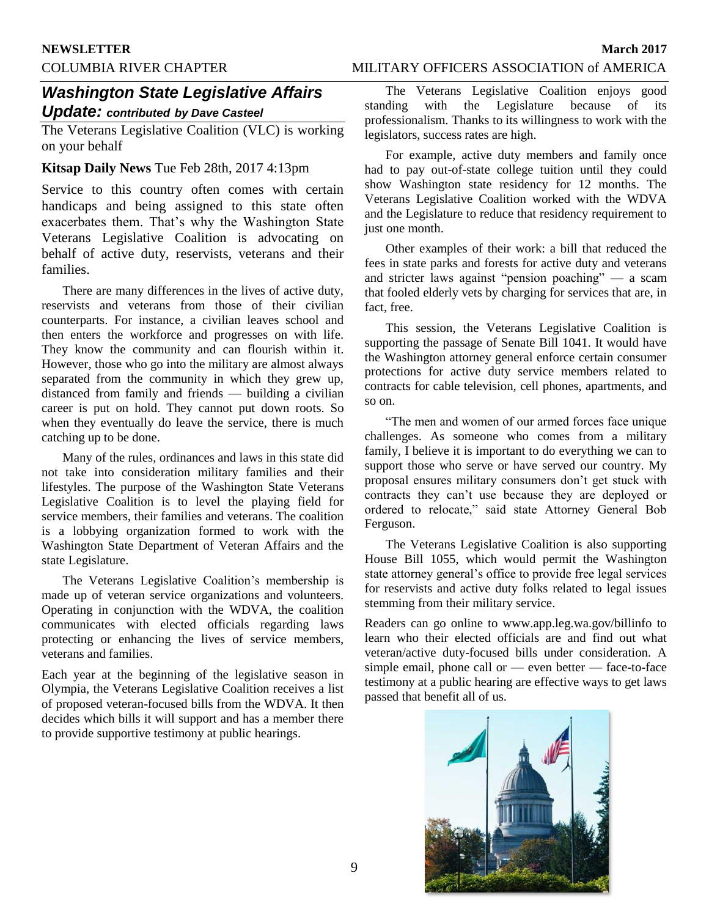## *Washington State Legislative Affairs Update: contributed by Dave Casteel*

The Veterans Legislative Coalition (VLC) is working on your behalf

**Kitsap Daily News** Tue Feb 28th, 2017 4:13pm

Service to this country often comes with certain handicaps and being assigned to this state often exacerbates them. That's why the Washington State Veterans Legislative Coalition is advocating on behalf of active duty, reservists, veterans and their families.

There are many differences in the lives of active duty, reservists and veterans from those of their civilian counterparts. For instance, a civilian leaves school and then enters the workforce and progresses on with life. They know the community and can flourish within it. However, those who go into the military are almost always separated from the community in which they grew up, distanced from family and friends — building a civilian career is put on hold. They cannot put down roots. So when they eventually do leave the service, there is much catching up to be done.

Many of the rules, ordinances and laws in this state did not take into consideration military families and their lifestyles. The purpose of the Washington State Veterans Legislative Coalition is to level the playing field for service members, their families and veterans. The coalition is a lobbying organization formed to work with the Washington State Department of Veteran Affairs and the state Legislature.

The Veterans Legislative Coalition's membership is made up of veteran service organizations and volunteers. Operating in conjunction with the WDVA, the coalition communicates with elected officials regarding laws protecting or enhancing the lives of service members, veterans and families.

Each year at the beginning of the legislative season in Olympia, the Veterans Legislative Coalition receives a list of proposed veteran-focused bills from the WDVA. It then decides which bills it will support and has a member there to provide supportive testimony at public hearings.

The Veterans Legislative Coalition enjoys good standing with the Legislature because of its professionalism. Thanks to its willingness to work with the legislators, success rates are high.

For example, active duty members and family once had to pay out-of-state college tuition until they could show Washington state residency for 12 months. The Veterans Legislative Coalition worked with the WDVA and the Legislature to reduce that residency requirement to just one month.

Other examples of their work: a bill that reduced the fees in state parks and forests for active duty and veterans and stricter laws against "pension poaching" — a scam that fooled elderly vets by charging for services that are, in fact, free.

This session, the Veterans Legislative Coalition is supporting the passage of Senate Bill 1041. It would have the Washington attorney general enforce certain consumer protections for active duty service members related to contracts for cable television, cell phones, apartments, and so on.

"The men and women of our armed forces face unique challenges. As someone who comes from a military family, I believe it is important to do everything we can to support those who serve or have served our country. My proposal ensures military consumers don't get stuck with contracts they can't use because they are deployed or ordered to relocate," said state Attorney General Bob Ferguson.

The Veterans Legislative Coalition is also supporting House Bill 1055, which would permit the Washington state attorney general's office to provide free legal services for reservists and active duty folks related to legal issues stemming from their military service.

Readers can go online to www.app.leg.wa.gov/billinfo to learn who their elected officials are and find out what veteran/active duty-focused bills under consideration. A simple email, phone call or — even better — face-to-face testimony at a public hearing are effective ways to get laws passed that benefit all of us.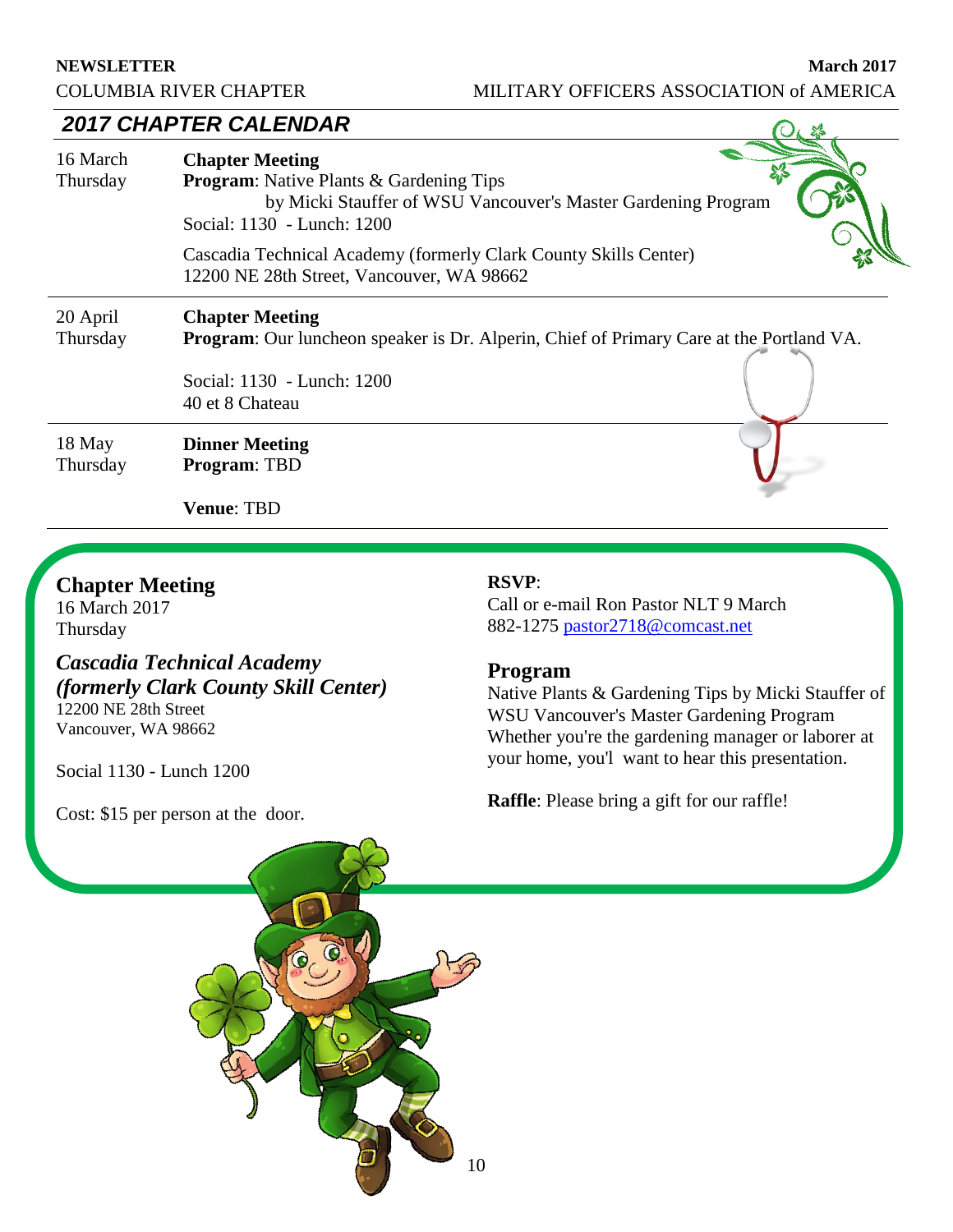**NEWSLETTER** **March 2017**

COLUMBIA RIVER CHAPTER MILITARY OFFICERS ASSOCIATION of AMERICA

## *2017 CHAPTER CALENDAR*

| | |
|---|---|
| 16 March<br>Thursday | **Chapter Meeting**<br>**Program**: Native Plants & Gardening Tips<br>by Micki Stauffer of WSU Vancouver's Master Gardening Program<br>Social: 1130 - Lunch: 1200<br><br>Cascadia Technical Academy (formerly Clark County Skills Center)<br>12200 NE 28th Street, Vancouver, WA 98662 |
| 20 April<br>Thursday | **Chapter Meeting**<br>**Program**: Our luncheon speaker is Dr. Alperin, Chief of Primary Care at the Portland VA.<br><br>Social: 1130 - Lunch: 1200<br>40 et 8 Chateau |
| 18 May<br>Thursday | **Dinner Meeting**<br>**Program**: TBD<br><br>**Venue**: TBD |

## Chapter Meeting

16 March 2017
Thursday

***Cascadia Technical Academy (formerly Clark County Skill Center)***
12200 NE 28th Street
Vancouver, WA 98662

Social 1130 - Lunch 1200

Cost: $15 per person at the door.

**RSVP**:
Call or e-mail Ron Pastor NLT 9 March
882-1275 pastor2718@comcast.net

## Program

Native Plants & Gardening Tips by Micki Stauffer of WSU Vancouver's Master Gardening Program
Whether you're the gardening manager or laborer at your home, you'l want to hear this presentation.

**Raffle**: Please bring a gift for our raffle!